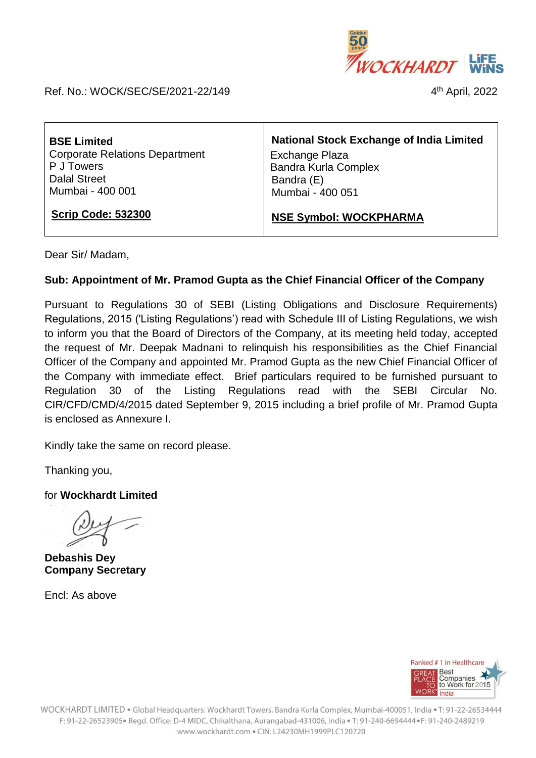Ref. No.: WOCK/SEC/SE/2021-22/149

4th April, 2022

| **BSE Limited**<br>Corporate Relations Department<br>P J Towers<br>Dalal Street<br>Mumbai - 400 001<br><br>**Scrip Code: 532300** | **National Stock Exchange of India Limited**<br>Exchange Plaza<br>Bandra Kurla Complex<br>Bandra (E)<br>Mumbai - 400 051<br><br>**NSE Symbol: WOCKPHARMA** |
|---|---|

Dear Sir/ Madam,

**Sub: Appointment of Mr. Pramod Gupta as the Chief Financial Officer of the Company**

Pursuant to Regulations 30 of SEBI (Listing Obligations and Disclosure Requirements) Regulations, 2015 ('Listing Regulations') read with Schedule III of Listing Regulations, we wish to inform you that the Board of Directors of the Company, at its meeting held today, accepted the request of Mr. Deepak Madnani to relinquish his responsibilities as the Chief Financial Officer of the Company and appointed Mr. Pramod Gupta as the new Chief Financial Officer of the Company with immediate effect. Brief particulars required to be furnished pursuant to Regulation 30 of the Listing Regulations read with the SEBI Circular No. CIR/CFD/CMD/4/2015 dated September 9, 2015 including a brief profile of Mr. Pramod Gupta is enclosed as Annexure I.

Kindly take the same on record please.

Thanking you,

for **Wockhardt Limited**

**Debashis Dey**
**Company Secretary**

Encl: As above

WOCKHARDT LIMITED • Global Headquarters: Wockhardt Towers, Bandra Kurla Complex, Mumbai-400051, India • T: 91-22-26534444 F: 91-22-26523905 • Regd. Office: D-4 MIDC, Chikalthana, Aurangabad-431006, India • T: 91-240-6694444 • F: 91-240-2489219 www.wockhardt.com • CIN: L24230MH1999PLC120720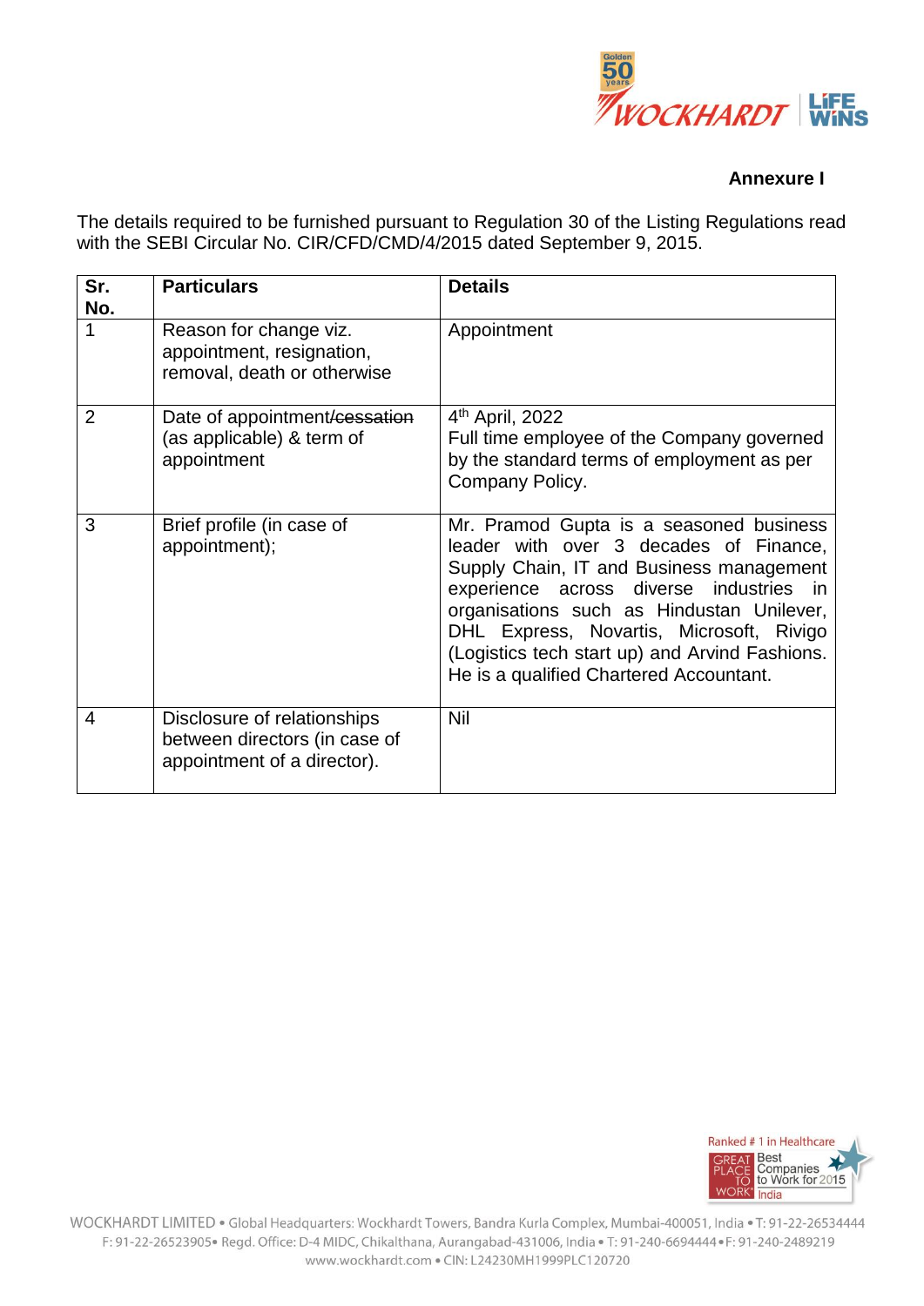**Annexure I**

The details required to be furnished pursuant to Regulation 30 of the Listing Regulations read with the SEBI Circular No. CIR/CFD/CMD/4/2015 dated September 9, 2015.

| Sr. No. | Particulars | Details |
|---|---|---|
| 1 | Reason for change viz. appointment, resignation, removal, death or otherwise | Appointment |
| 2 | Date of appointment/~~cessation~~ (as applicable) & term of appointment | 4th April, 2022<br>Full time employee of the Company governed by the standard terms of employment as per Company Policy. |
| 3 | Brief profile (in case of appointment); | Mr. Pramod Gupta is a seasoned business leader with over 3 decades of Finance, Supply Chain, IT and Business management experience across diverse industries in organisations such as Hindustan Unilever, DHL Express, Novartis, Microsoft, Rivigo (Logistics tech start up) and Arvind Fashions. He is a qualified Chartered Accountant. |
| 4 | Disclosure of relationships between directors (in case of appointment of a director). | Nil |

WOCKHARDT LIMITED • Global Headquarters: Wockhardt Towers, Bandra Kurla Complex, Mumbai-400051, India • T: 91-22-26534444 F: 91-22-26523905• Regd. Office: D-4 MIDC, Chikalthana, Aurangabad-431006, India • T: 91-240-6694444 • F: 91-240-2489219 www.wockhardt.com • CIN: L24230MH1999PLC120720